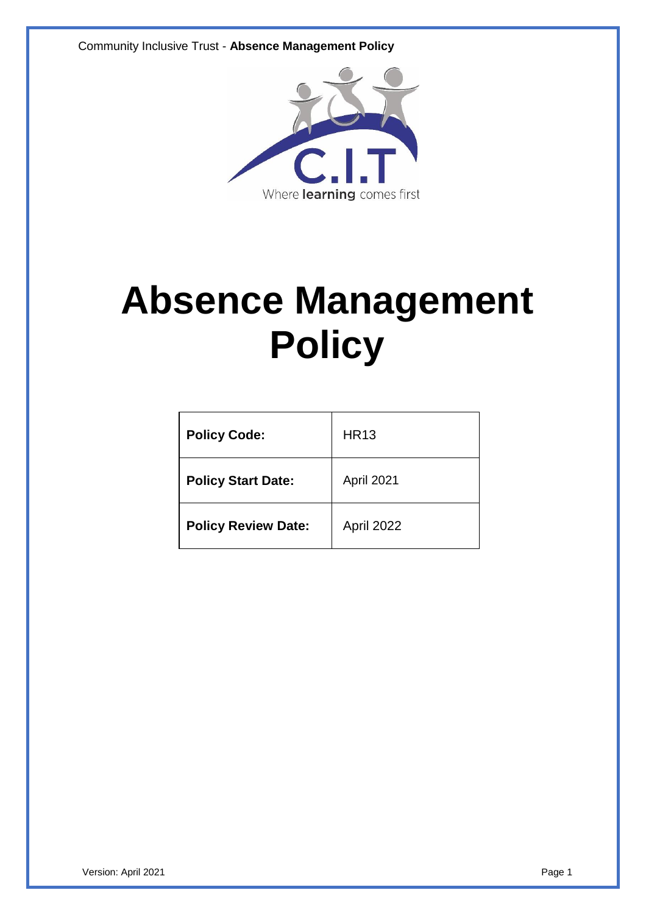C.I.T

Where **learning** comes first

# Absence Management Policy

| **Policy Code:** | HR13 |
|---|---|
| **Policy Start Date:** | April 2021 |
| **Policy Review Date:** | April 2022 |

Version: April 2021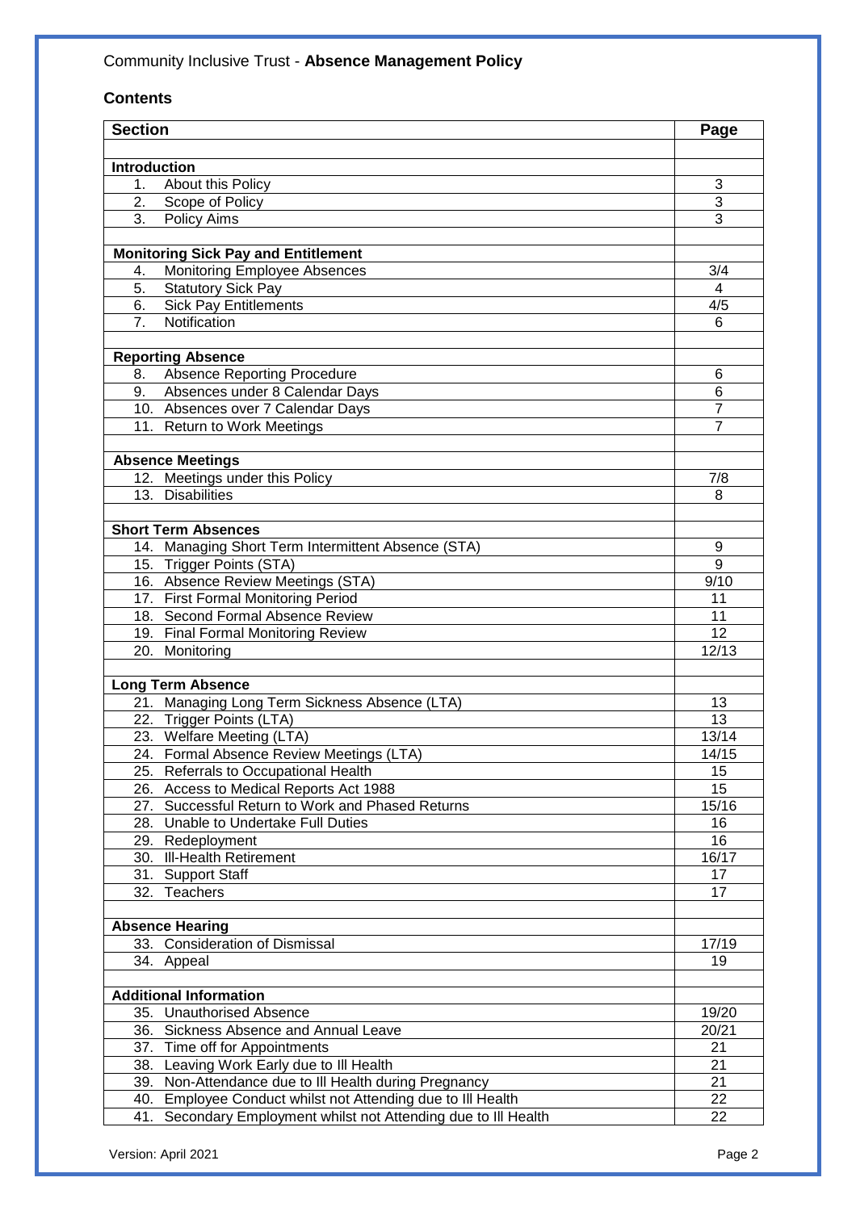Community Inclusive Trust - **Absence Management Policy**

## Contents

| **Section** | **Page** |
|---|---|
| | |
| **Introduction** | |
| 1. About this Policy | 3 |
| 2. Scope of Policy | 3 |
| 3. Policy Aims | 3 |
| | |
| **Monitoring Sick Pay and Entitlement** | |
| 4. Monitoring Employee Absences | 3/4 |
| 5. Statutory Sick Pay | 4 |
| 6. Sick Pay Entitlements | 4/5 |
| 7. Notification | 6 |
| | |
| **Reporting Absence** | |
| 8. Absence Reporting Procedure | 6 |
| 9. Absences under 8 Calendar Days | 6 |
| 10. Absences over 7 Calendar Days | 7 |
| 11. Return to Work Meetings | 7 |
| | |
| **Absence Meetings** | |
| 12. Meetings under this Policy | 7/8 |
| 13. Disabilities | 8 |
| | |
| **Short Term Absences** | |
| 14. Managing Short Term Intermittent Absence (STA) | 9 |
| 15. Trigger Points (STA) | 9 |
| 16. Absence Review Meetings (STA) | 9/10 |
| 17. First Formal Monitoring Period | 11 |
| 18. Second Formal Absence Review | 11 |
| 19. Final Formal Monitoring Review | 12 |
| 20. Monitoring | 12/13 |
| | |
| **Long Term Absence** | |
| 21. Managing Long Term Sickness Absence (LTA) | 13 |
| 22. Trigger Points (LTA) | 13 |
| 23. Welfare Meeting (LTA) | 13/14 |
| 24. Formal Absence Review Meetings (LTA) | 14/15 |
| 25. Referrals to Occupational Health | 15 |
| 26. Access to Medical Reports Act 1988 | 15 |
| 27. Successful Return to Work and Phased Returns | 15/16 |
| 28. Unable to Undertake Full Duties | 16 |
| 29. Redeployment | 16 |
| 30. Ill-Health Retirement | 16/17 |
| 31. Support Staff | 17 |
| 32. Teachers | 17 |
| | |
| **Absence Hearing** | |
| 33. Consideration of Dismissal | 17/19 |
| 34. Appeal | 19 |
| | |
| **Additional Information** | |
| 35. Unauthorised Absence | 19/20 |
| 36. Sickness Absence and Annual Leave | 20/21 |
| 37. Time off for Appointments | 21 |
| 38. Leaving Work Early due to Ill Health | 21 |
| 39. Non-Attendance due to Ill Health during Pregnancy | 21 |
| 40. Employee Conduct whilst not Attending due to Ill Health | 22 |
| 41. Secondary Employment whilst not Attending due to Ill Health | 22 |

Version: April 2021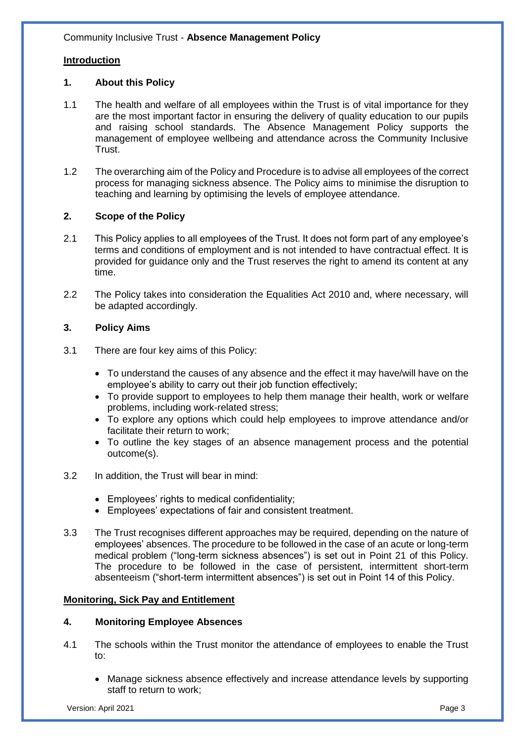## Introduction

### 1. About this Policy

1.1 The health and welfare of all employees within the Trust is of vital importance for they are the most important factor in ensuring the delivery of quality education to our pupils and raising school standards. The Absence Management Policy supports the management of employee wellbeing and attendance across the Community Inclusive Trust.

1.2 The overarching aim of the Policy and Procedure is to advise all employees of the correct process for managing sickness absence. The Policy aims to minimise the disruption to teaching and learning by optimising the levels of employee attendance.

### 2. Scope of the Policy

2.1 This Policy applies to all employees of the Trust. It does not form part of any employee's terms and conditions of employment and is not intended to have contractual effect. It is provided for guidance only and the Trust reserves the right to amend its content at any time.

2.2 The Policy takes into consideration the Equalities Act 2010 and, where necessary, will be adapted accordingly.

### 3. Policy Aims

3.1 There are four key aims of this Policy:

- To understand the causes of any absence and the effect it may have/will have on the employee's ability to carry out their job function effectively;
- To provide support to employees to help them manage their health, work or welfare problems, including work-related stress;
- To explore any options which could help employees to improve attendance and/or facilitate their return to work;
- To outline the key stages of an absence management process and the potential outcome(s).

3.2 In addition, the Trust will bear in mind:

- Employees' rights to medical confidentiality;
- Employees' expectations of fair and consistent treatment.

3.3 The Trust recognises different approaches may be required, depending on the nature of employees' absences. The procedure to be followed in the case of an acute or long-term medical problem ("long-term sickness absences") is set out in Point 21 of this Policy. The procedure to be followed in the case of persistent, intermittent short-term absenteeism ("short-term intermittent absences") is set out in Point 14 of this Policy.

## Monitoring, Sick Pay and Entitlement

### 4. Monitoring Employee Absences

4.1 The schools within the Trust monitor the attendance of employees to enable the Trust to:

- Manage sickness absence effectively and increase attendance levels by supporting staff to return to work;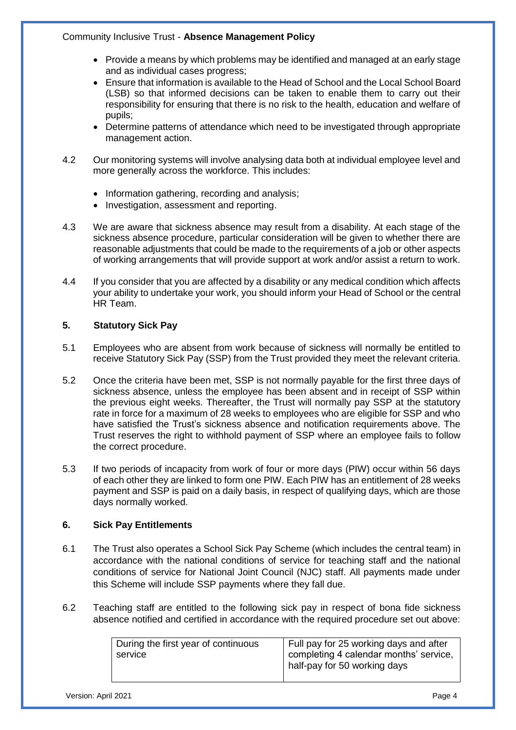- Provide a means by which problems may be identified and managed at an early stage and as individual cases progress;
- Ensure that information is available to the Head of School and the Local School Board (LSB) so that informed decisions can be taken to enable them to carry out their responsibility for ensuring that there is no risk to the health, education and welfare of pupils;
- Determine patterns of attendance which need to be investigated through appropriate management action.

4.2 Our monitoring systems will involve analysing data both at individual employee level and more generally across the workforce. This includes:

- Information gathering, recording and analysis;
- Investigation, assessment and reporting.

4.3 We are aware that sickness absence may result from a disability. At each stage of the sickness absence procedure, particular consideration will be given to whether there are reasonable adjustments that could be made to the requirements of a job or other aspects of working arrangements that will provide support at work and/or assist a return to work.

4.4 If you consider that you are affected by a disability or any medical condition which affects your ability to undertake your work, you should inform your Head of School or the central HR Team.

## 5. Statutory Sick Pay

5.1 Employees who are absent from work because of sickness will normally be entitled to receive Statutory Sick Pay (SSP) from the Trust provided they meet the relevant criteria.

5.2 Once the criteria have been met, SSP is not normally payable for the first three days of sickness absence, unless the employee has been absent and in receipt of SSP within the previous eight weeks. Thereafter, the Trust will normally pay SSP at the statutory rate in force for a maximum of 28 weeks to employees who are eligible for SSP and who have satisfied the Trust's sickness absence and notification requirements above. The Trust reserves the right to withhold payment of SSP where an employee fails to follow the correct procedure.

5.3 If two periods of incapacity from work of four or more days (PIW) occur within 56 days of each other they are linked to form one PIW. Each PIW has an entitlement of 28 weeks payment and SSP is paid on a daily basis, in respect of qualifying days, which are those days normally worked.

## 6. Sick Pay Entitlements

6.1 The Trust also operates a School Sick Pay Scheme (which includes the central team) in accordance with the national conditions of service for teaching staff and the national conditions of service for National Joint Council (NJC) staff. All payments made under this Scheme will include SSP payments where they fall due.

6.2 Teaching staff are entitled to the following sick pay in respect of bona fide sickness absence notified and certified in accordance with the required procedure set out above:

| During the first year of continuous service | Full pay for 25 working days and after completing 4 calendar months' service, half-pay for 50 working days |
|---|---|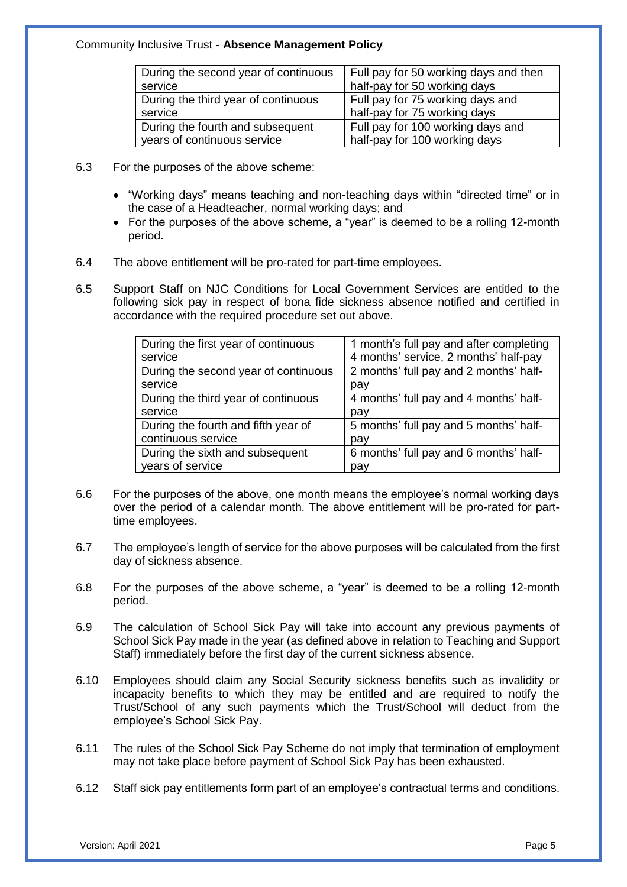| During the second year of continuous service | Full pay for 50 working days and then half-pay for 50 working days |
|---|---|
| During the third year of continuous service | Full pay for 75 working days and half-pay for 75 working days |
| During the fourth and subsequent years of continuous service | Full pay for 100 working days and half-pay for 100 working days |

6.3 For the purposes of the above scheme:

- "Working days" means teaching and non-teaching days within "directed time" or in the case of a Headteacher, normal working days; and
- For the purposes of the above scheme, a "year" is deemed to be a rolling 12-month period.

6.4 The above entitlement will be pro-rated for part-time employees.

6.5 Support Staff on NJC Conditions for Local Government Services are entitled to the following sick pay in respect of bona fide sickness absence notified and certified in accordance with the required procedure set out above.

| During the first year of continuous service | 1 month's full pay and after completing 4 months' service, 2 months' half-pay |
|---|---|
| During the second year of continuous service | 2 months' full pay and 2 months' half-pay |
| During the third year of continuous service | 4 months' full pay and 4 months' half-pay |
| During the fourth and fifth year of continuous service | 5 months' full pay and 5 months' half-pay |
| During the sixth and subsequent years of service | 6 months' full pay and 6 months' half-pay |

6.6 For the purposes of the above, one month means the employee's normal working days over the period of a calendar month. The above entitlement will be pro-rated for part-time employees.

6.7 The employee's length of service for the above purposes will be calculated from the first day of sickness absence.

6.8 For the purposes of the above scheme, a "year" is deemed to be a rolling 12-month period.

6.9 The calculation of School Sick Pay will take into account any previous payments of School Sick Pay made in the year (as defined above in relation to Teaching and Support Staff) immediately before the first day of the current sickness absence.

6.10 Employees should claim any Social Security sickness benefits such as invalidity or incapacity benefits to which they may be entitled and are required to notify the Trust/School of any such payments which the Trust/School will deduct from the employee's School Sick Pay.

6.11 The rules of the School Sick Pay Scheme do not imply that termination of employment may not take place before payment of School Sick Pay has been exhausted.

6.12 Staff sick pay entitlements form part of an employee's contractual terms and conditions.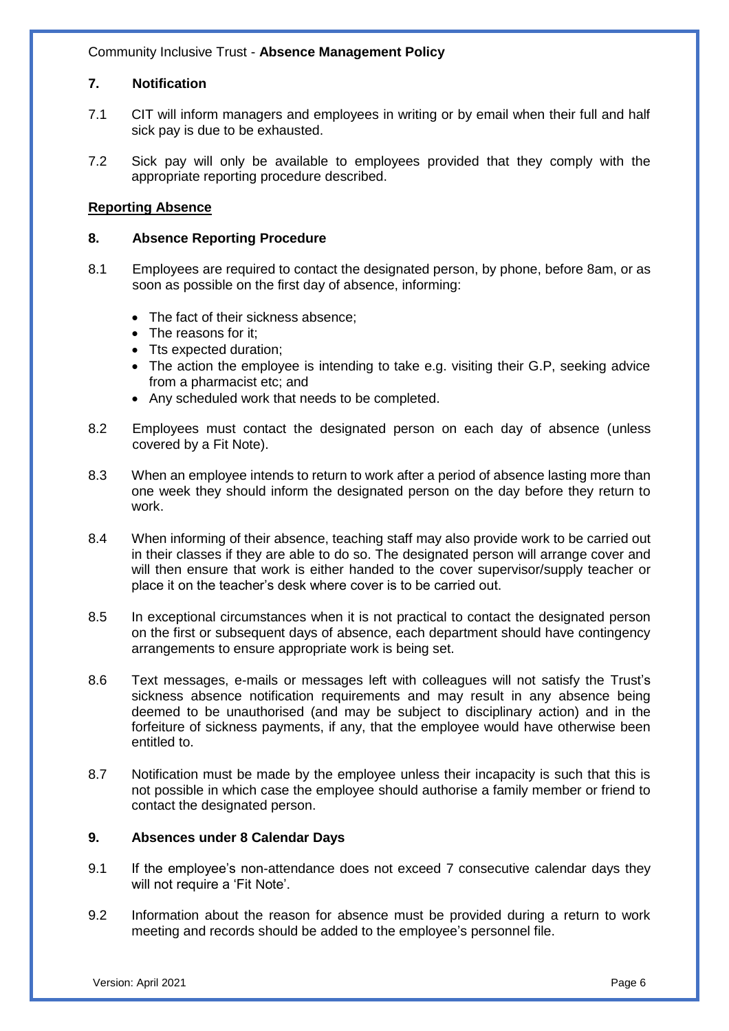## 7. Notification

7.1 CIT will inform managers and employees in writing or by email when their full and half sick pay is due to be exhausted.

7.2 Sick pay will only be available to employees provided that they comply with the appropriate reporting procedure described.

**Reporting Absence**

## 8. Absence Reporting Procedure

8.1 Employees are required to contact the designated person, by phone, before 8am, or as soon as possible on the first day of absence, informing:

- The fact of their sickness absence;
- The reasons for it;
- Tts expected duration;
- The action the employee is intending to take e.g. visiting their G.P, seeking advice from a pharmacist etc; and
- Any scheduled work that needs to be completed.

8.2 Employees must contact the designated person on each day of absence (unless covered by a Fit Note).

8.3 When an employee intends to return to work after a period of absence lasting more than one week they should inform the designated person on the day before they return to work.

8.4 When informing of their absence, teaching staff may also provide work to be carried out in their classes if they are able to do so. The designated person will arrange cover and will then ensure that work is either handed to the cover supervisor/supply teacher or place it on the teacher's desk where cover is to be carried out.

8.5 In exceptional circumstances when it is not practical to contact the designated person on the first or subsequent days of absence, each department should have contingency arrangements to ensure appropriate work is being set.

8.6 Text messages, e-mails or messages left with colleagues will not satisfy the Trust's sickness absence notification requirements and may result in any absence being deemed to be unauthorised (and may be subject to disciplinary action) and in the forfeiture of sickness payments, if any, that the employee would have otherwise been entitled to.

8.7 Notification must be made by the employee unless their incapacity is such that this is not possible in which case the employee should authorise a family member or friend to contact the designated person.

## 9. Absences under 8 Calendar Days

9.1 If the employee's non-attendance does not exceed 7 consecutive calendar days they will not require a 'Fit Note'.

9.2 Information about the reason for absence must be provided during a return to work meeting and records should be added to the employee's personnel file.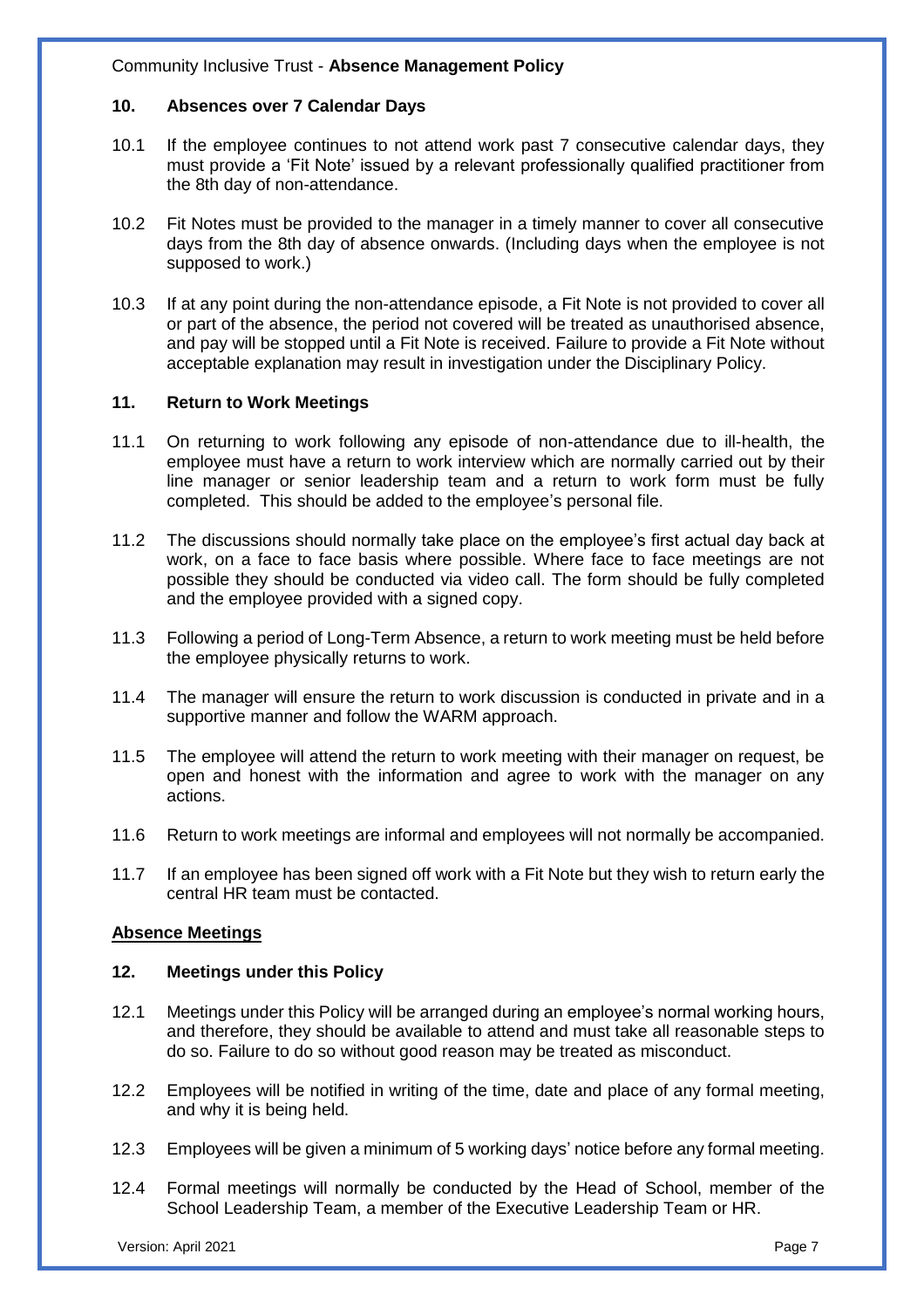## 10. Absences over 7 Calendar Days

10.1 If the employee continues to not attend work past 7 consecutive calendar days, they must provide a 'Fit Note' issued by a relevant professionally qualified practitioner from the 8th day of non-attendance.

10.2 Fit Notes must be provided to the manager in a timely manner to cover all consecutive days from the 8th day of absence onwards. (Including days when the employee is not supposed to work.)

10.3 If at any point during the non-attendance episode, a Fit Note is not provided to cover all or part of the absence, the period not covered will be treated as unauthorised absence, and pay will be stopped until a Fit Note is received. Failure to provide a Fit Note without acceptable explanation may result in investigation under the Disciplinary Policy.

## 11. Return to Work Meetings

11.1 On returning to work following any episode of non-attendance due to ill-health, the employee must have a return to work interview which are normally carried out by their line manager or senior leadership team and a return to work form must be fully completed. This should be added to the employee's personal file.

11.2 The discussions should normally take place on the employee's first actual day back at work, on a face to face basis where possible. Where face to face meetings are not possible they should be conducted via video call. The form should be fully completed and the employee provided with a signed copy.

11.3 Following a period of Long-Term Absence, a return to work meeting must be held before the employee physically returns to work.

11.4 The manager will ensure the return to work discussion is conducted in private and in a supportive manner and follow the WARM approach.

11.5 The employee will attend the return to work meeting with their manager on request, be open and honest with the information and agree to work with the manager on any actions.

11.6 Return to work meetings are informal and employees will not normally be accompanied.

11.7 If an employee has been signed off work with a Fit Note but they wish to return early the central HR team must be contacted.

**Absence Meetings**

## 12. Meetings under this Policy

12.1 Meetings under this Policy will be arranged during an employee's normal working hours, and therefore, they should be available to attend and must take all reasonable steps to do so. Failure to do so without good reason may be treated as misconduct.

12.2 Employees will be notified in writing of the time, date and place of any formal meeting, and why it is being held.

12.3 Employees will be given a minimum of 5 working days' notice before any formal meeting.

12.4 Formal meetings will normally be conducted by the Head of School, member of the School Leadership Team, a member of the Executive Leadership Team or HR.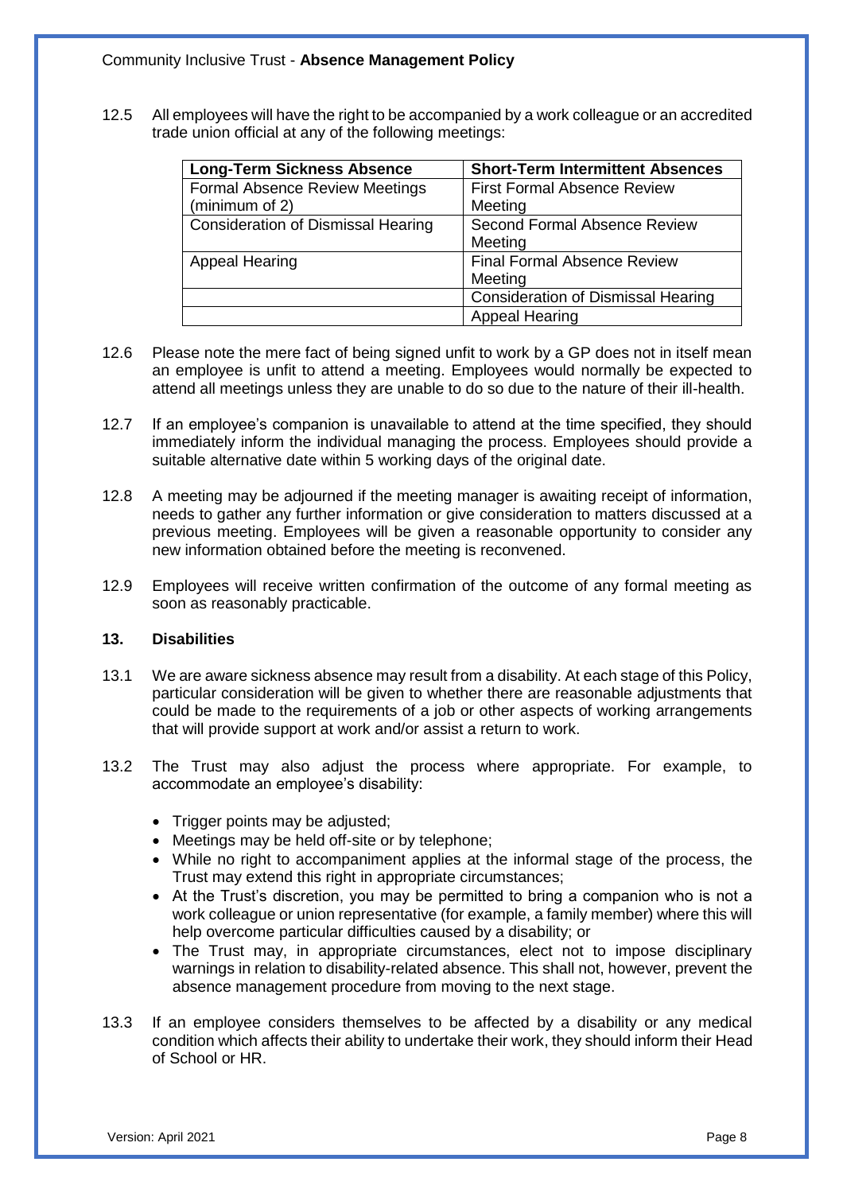12.5 All employees will have the right to be accompanied by a work colleague or an accredited trade union official at any of the following meetings:

| Long-Term Sickness Absence | Short-Term Intermittent Absences |
|---|---|
| Formal Absence Review Meetings (minimum of 2) | First Formal Absence Review Meeting |
| Consideration of Dismissal Hearing | Second Formal Absence Review Meeting |
| Appeal Hearing | Final Formal Absence Review Meeting |
| | Consideration of Dismissal Hearing |
| | Appeal Hearing |

12.6 Please note the mere fact of being signed unfit to work by a GP does not in itself mean an employee is unfit to attend a meeting. Employees would normally be expected to attend all meetings unless they are unable to do so due to the nature of their ill-health.

12.7 If an employee's companion is unavailable to attend at the time specified, they should immediately inform the individual managing the process. Employees should provide a suitable alternative date within 5 working days of the original date.

12.8 A meeting may be adjourned if the meeting manager is awaiting receipt of information, needs to gather any further information or give consideration to matters discussed at a previous meeting. Employees will be given a reasonable opportunity to consider any new information obtained before the meeting is reconvened.

12.9 Employees will receive written confirmation of the outcome of any formal meeting as soon as reasonably practicable.

## 13. Disabilities

13.1 We are aware sickness absence may result from a disability. At each stage of this Policy, particular consideration will be given to whether there are reasonable adjustments that could be made to the requirements of a job or other aspects of working arrangements that will provide support at work and/or assist a return to work.

13.2 The Trust may also adjust the process where appropriate. For example, to accommodate an employee's disability:

- Trigger points may be adjusted;
- Meetings may be held off-site or by telephone;
- While no right to accompaniment applies at the informal stage of the process, the Trust may extend this right in appropriate circumstances;
- At the Trust's discretion, you may be permitted to bring a companion who is not a work colleague or union representative (for example, a family member) where this will help overcome particular difficulties caused by a disability; or
- The Trust may, in appropriate circumstances, elect not to impose disciplinary warnings in relation to disability-related absence. This shall not, however, prevent the absence management procedure from moving to the next stage.

13.3 If an employee considers themselves to be affected by a disability or any medical condition which affects their ability to undertake their work, they should inform their Head of School or HR.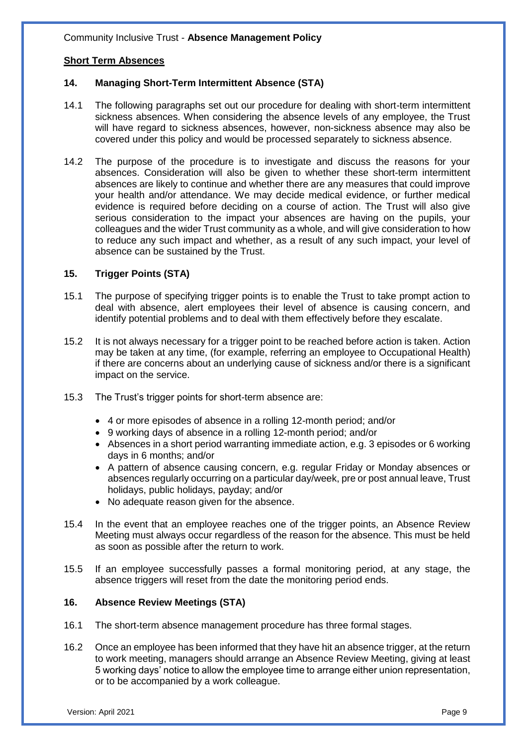## Short Term Absences

### 14. Managing Short-Term Intermittent Absence (STA)

14.1 The following paragraphs set out our procedure for dealing with short-term intermittent sickness absences. When considering the absence levels of any employee, the Trust will have regard to sickness absences, however, non-sickness absence may also be covered under this policy and would be processed separately to sickness absence.

14.2 The purpose of the procedure is to investigate and discuss the reasons for your absences. Consideration will also be given to whether these short-term intermittent absences are likely to continue and whether there are any measures that could improve your health and/or attendance. We may decide medical evidence, or further medical evidence is required before deciding on a course of action. The Trust will also give serious consideration to the impact your absences are having on the pupils, your colleagues and the wider Trust community as a whole, and will give consideration to how to reduce any such impact and whether, as a result of any such impact, your level of absence can be sustained by the Trust.

### 15. Trigger Points (STA)

15.1 The purpose of specifying trigger points is to enable the Trust to take prompt action to deal with absence, alert employees their level of absence is causing concern, and identify potential problems and to deal with them effectively before they escalate.

15.2 It is not always necessary for a trigger point to be reached before action is taken. Action may be taken at any time, (for example, referring an employee to Occupational Health) if there are concerns about an underlying cause of sickness and/or there is a significant impact on the service.

15.3 The Trust's trigger points for short-term absence are:

- 4 or more episodes of absence in a rolling 12-month period; and/or
- 9 working days of absence in a rolling 12-month period; and/or
- Absences in a short period warranting immediate action, e.g. 3 episodes or 6 working days in 6 months; and/or
- A pattern of absence causing concern, e.g. regular Friday or Monday absences or absences regularly occurring on a particular day/week, pre or post annual leave, Trust holidays, public holidays, payday; and/or
- No adequate reason given for the absence.

15.4 In the event that an employee reaches one of the trigger points, an Absence Review Meeting must always occur regardless of the reason for the absence. This must be held as soon as possible after the return to work.

15.5 If an employee successfully passes a formal monitoring period, at any stage, the absence triggers will reset from the date the monitoring period ends.

### 16. Absence Review Meetings (STA)

16.1 The short-term absence management procedure has three formal stages.

16.2 Once an employee has been informed that they have hit an absence trigger, at the return to work meeting, managers should arrange an Absence Review Meeting, giving at least 5 working days' notice to allow the employee time to arrange either union representation, or to be accompanied by a work colleague.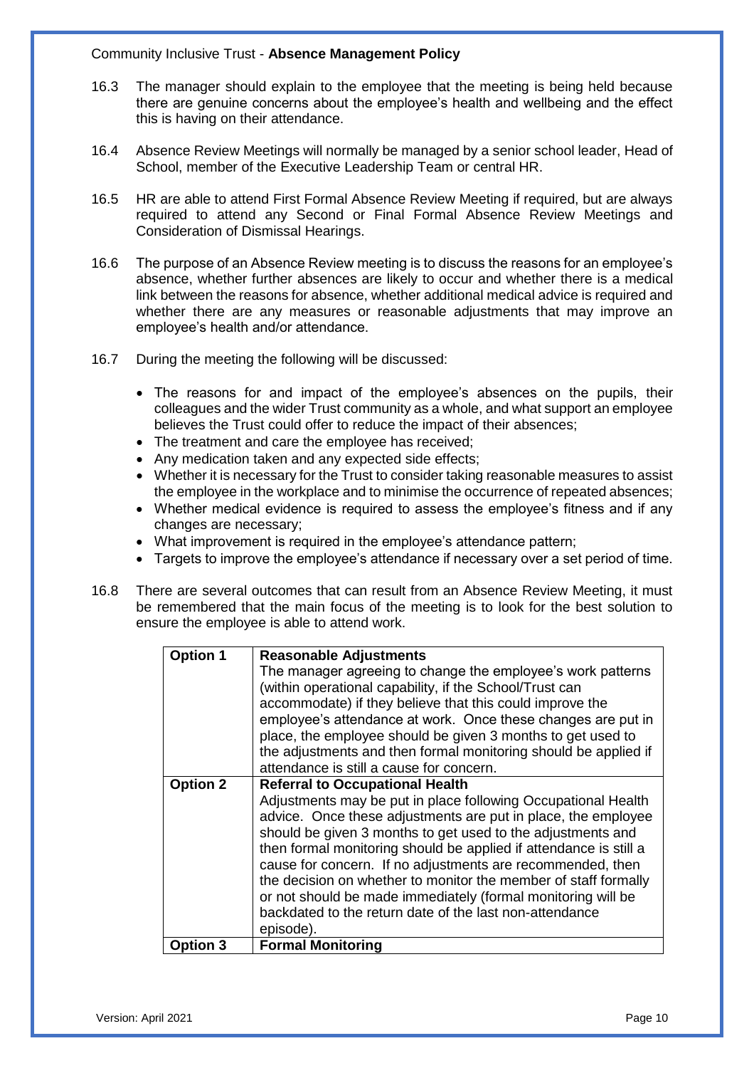16.3 The manager should explain to the employee that the meeting is being held because there are genuine concerns about the employee's health and wellbeing and the effect this is having on their attendance.

16.4 Absence Review Meetings will normally be managed by a senior school leader, Head of School, member of the Executive Leadership Team or central HR.

16.5 HR are able to attend First Formal Absence Review Meeting if required, but are always required to attend any Second or Final Formal Absence Review Meetings and Consideration of Dismissal Hearings.

16.6 The purpose of an Absence Review meeting is to discuss the reasons for an employee's absence, whether further absences are likely to occur and whether there is a medical link between the reasons for absence, whether additional medical advice is required and whether there are any measures or reasonable adjustments that may improve an employee's health and/or attendance.

16.7 During the meeting the following will be discussed:

- The reasons for and impact of the employee's absences on the pupils, their colleagues and the wider Trust community as a whole, and what support an employee believes the Trust could offer to reduce the impact of their absences;
- The treatment and care the employee has received;
- Any medication taken and any expected side effects;
- Whether it is necessary for the Trust to consider taking reasonable measures to assist the employee in the workplace and to minimise the occurrence of repeated absences;
- Whether medical evidence is required to assess the employee's fitness and if any changes are necessary;
- What improvement is required in the employee's attendance pattern;
- Targets to improve the employee's attendance if necessary over a set period of time.

16.8 There are several outcomes that can result from an Absence Review Meeting, it must be remembered that the main focus of the meeting is to look for the best solution to ensure the employee is able to attend work.

| | |
|---|---|
| **Option 1** | **Reasonable Adjustments**<br>The manager agreeing to change the employee's work patterns (within operational capability, if the School/Trust can accommodate) if they believe that this could improve the employee's attendance at work. Once these changes are put in place, the employee should be given 3 months to get used to the adjustments and then formal monitoring should be applied if attendance is still a cause for concern. |
| **Option 2** | **Referral to Occupational Health**<br>Adjustments may be put in place following Occupational Health advice. Once these adjustments are put in place, the employee should be given 3 months to get used to the adjustments and then formal monitoring should be applied if attendance is still a cause for concern. If no adjustments are recommended, then the decision on whether to monitor the member of staff formally or not should be made immediately (formal monitoring will be backdated to the return date of the last non-attendance episode). |
| **Option 3** | **Formal Monitoring** |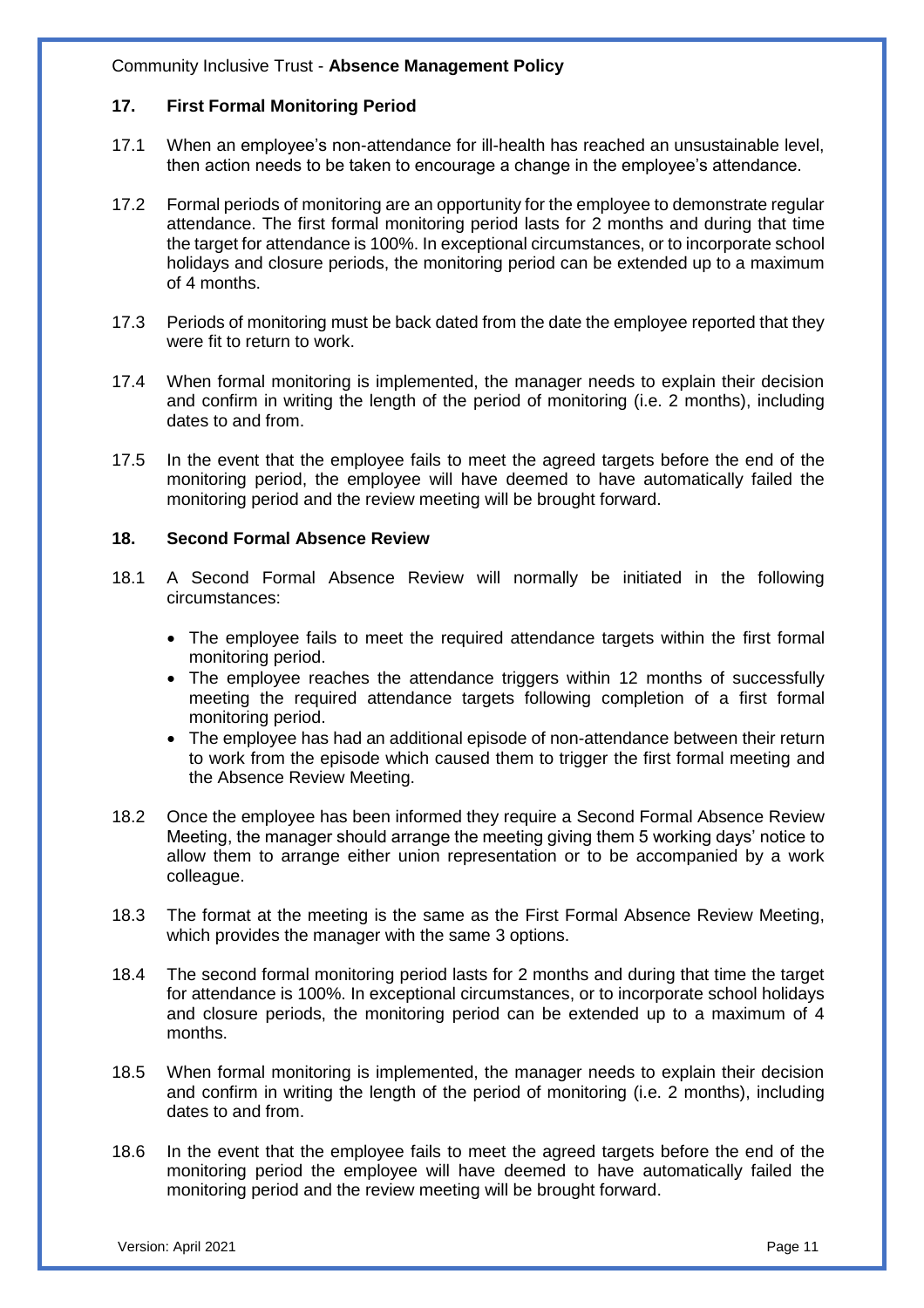## 17. First Formal Monitoring Period

17.1 When an employee's non-attendance for ill-health has reached an unsustainable level, then action needs to be taken to encourage a change in the employee's attendance.

17.2 Formal periods of monitoring are an opportunity for the employee to demonstrate regular attendance. The first formal monitoring period lasts for 2 months and during that time the target for attendance is 100%. In exceptional circumstances, or to incorporate school holidays and closure periods, the monitoring period can be extended up to a maximum of 4 months.

17.3 Periods of monitoring must be back dated from the date the employee reported that they were fit to return to work.

17.4 When formal monitoring is implemented, the manager needs to explain their decision and confirm in writing the length of the period of monitoring (i.e. 2 months), including dates to and from.

17.5 In the event that the employee fails to meet the agreed targets before the end of the monitoring period, the employee will have deemed to have automatically failed the monitoring period and the review meeting will be brought forward.

## 18. Second Formal Absence Review

18.1 A Second Formal Absence Review will normally be initiated in the following circumstances:

- The employee fails to meet the required attendance targets within the first formal monitoring period.
- The employee reaches the attendance triggers within 12 months of successfully meeting the required attendance targets following completion of a first formal monitoring period.
- The employee has had an additional episode of non-attendance between their return to work from the episode which caused them to trigger the first formal meeting and the Absence Review Meeting.

18.2 Once the employee has been informed they require a Second Formal Absence Review Meeting, the manager should arrange the meeting giving them 5 working days' notice to allow them to arrange either union representation or to be accompanied by a work colleague.

18.3 The format at the meeting is the same as the First Formal Absence Review Meeting, which provides the manager with the same 3 options.

18.4 The second formal monitoring period lasts for 2 months and during that time the target for attendance is 100%. In exceptional circumstances, or to incorporate school holidays and closure periods, the monitoring period can be extended up to a maximum of 4 months.

18.5 When formal monitoring is implemented, the manager needs to explain their decision and confirm in writing the length of the period of monitoring (i.e. 2 months), including dates to and from.

18.6 In the event that the employee fails to meet the agreed targets before the end of the monitoring period the employee will have deemed to have automatically failed the monitoring period and the review meeting will be brought forward.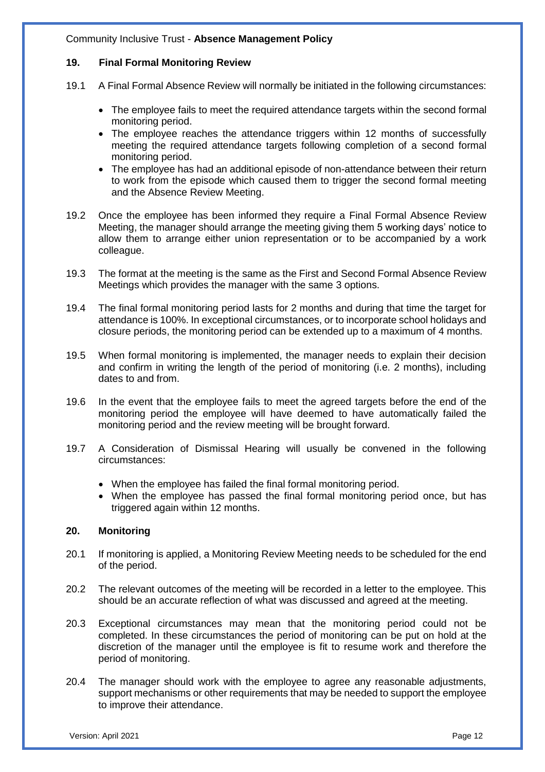## 19. Final Formal Monitoring Review

19.1 A Final Formal Absence Review will normally be initiated in the following circumstances:

- The employee fails to meet the required attendance targets within the second formal monitoring period.
- The employee reaches the attendance triggers within 12 months of successfully meeting the required attendance targets following completion of a second formal monitoring period.
- The employee has had an additional episode of non-attendance between their return to work from the episode which caused them to trigger the second formal meeting and the Absence Review Meeting.

19.2 Once the employee has been informed they require a Final Formal Absence Review Meeting, the manager should arrange the meeting giving them 5 working days' notice to allow them to arrange either union representation or to be accompanied by a work colleague.

19.3 The format at the meeting is the same as the First and Second Formal Absence Review Meetings which provides the manager with the same 3 options.

19.4 The final formal monitoring period lasts for 2 months and during that time the target for attendance is 100%. In exceptional circumstances, or to incorporate school holidays and closure periods, the monitoring period can be extended up to a maximum of 4 months.

19.5 When formal monitoring is implemented, the manager needs to explain their decision and confirm in writing the length of the period of monitoring (i.e. 2 months), including dates to and from.

19.6 In the event that the employee fails to meet the agreed targets before the end of the monitoring period the employee will have deemed to have automatically failed the monitoring period and the review meeting will be brought forward.

19.7 A Consideration of Dismissal Hearing will usually be convened in the following circumstances:

- When the employee has failed the final formal monitoring period.
- When the employee has passed the final formal monitoring period once, but has triggered again within 12 months.

## 20. Monitoring

20.1 If monitoring is applied, a Monitoring Review Meeting needs to be scheduled for the end of the period.

20.2 The relevant outcomes of the meeting will be recorded in a letter to the employee. This should be an accurate reflection of what was discussed and agreed at the meeting.

20.3 Exceptional circumstances may mean that the monitoring period could not be completed. In these circumstances the period of monitoring can be put on hold at the discretion of the manager until the employee is fit to resume work and therefore the period of monitoring.

20.4 The manager should work with the employee to agree any reasonable adjustments, support mechanisms or other requirements that may be needed to support the employee to improve their attendance.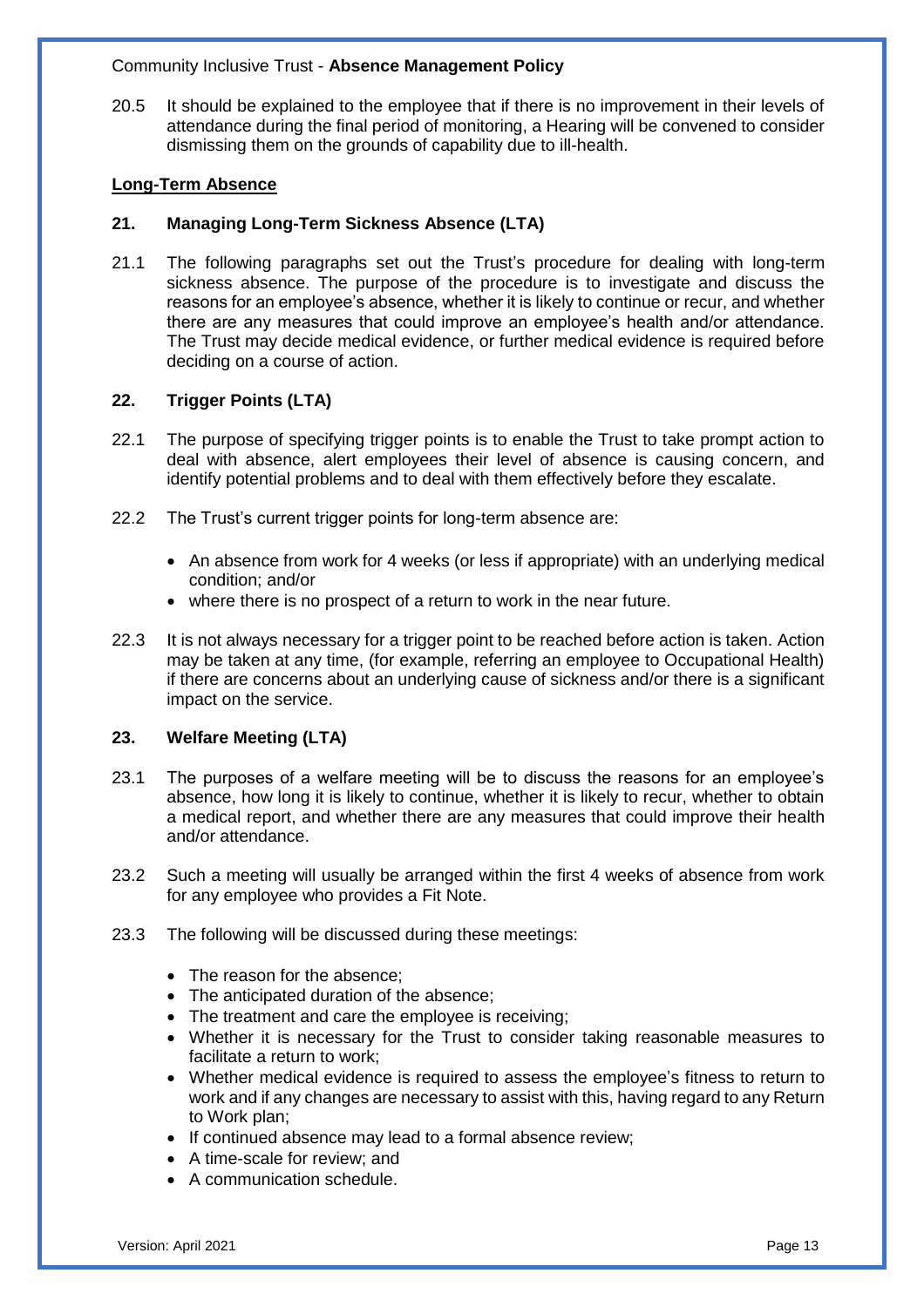20.5 It should be explained to the employee that if there is no improvement in their levels of attendance during the final period of monitoring, a Hearing will be convened to consider dismissing them on the grounds of capability due to ill-health.

**Long-Term Absence**

### 21. Managing Long-Term Sickness Absence (LTA)

21.1 The following paragraphs set out the Trust's procedure for dealing with long-term sickness absence. The purpose of the procedure is to investigate and discuss the reasons for an employee's absence, whether it is likely to continue or recur, and whether there are any measures that could improve an employee's health and/or attendance. The Trust may decide medical evidence, or further medical evidence is required before deciding on a course of action.

### 22. Trigger Points (LTA)

22.1 The purpose of specifying trigger points is to enable the Trust to take prompt action to deal with absence, alert employees their level of absence is causing concern, and identify potential problems and to deal with them effectively before they escalate.

22.2 The Trust's current trigger points for long-term absence are:

- An absence from work for 4 weeks (or less if appropriate) with an underlying medical condition; and/or
- where there is no prospect of a return to work in the near future.

22.3 It is not always necessary for a trigger point to be reached before action is taken. Action may be taken at any time, (for example, referring an employee to Occupational Health) if there are concerns about an underlying cause of sickness and/or there is a significant impact on the service.

### 23. Welfare Meeting (LTA)

23.1 The purposes of a welfare meeting will be to discuss the reasons for an employee's absence, how long it is likely to continue, whether it is likely to recur, whether to obtain a medical report, and whether there are any measures that could improve their health and/or attendance.

23.2 Such a meeting will usually be arranged within the first 4 weeks of absence from work for any employee who provides a Fit Note.

23.3 The following will be discussed during these meetings:

- The reason for the absence;
- The anticipated duration of the absence;
- The treatment and care the employee is receiving;
- Whether it is necessary for the Trust to consider taking reasonable measures to facilitate a return to work;
- Whether medical evidence is required to assess the employee's fitness to return to work and if any changes are necessary to assist with this, having regard to any Return to Work plan;
- If continued absence may lead to a formal absence review;
- A time-scale for review; and
- A communication schedule.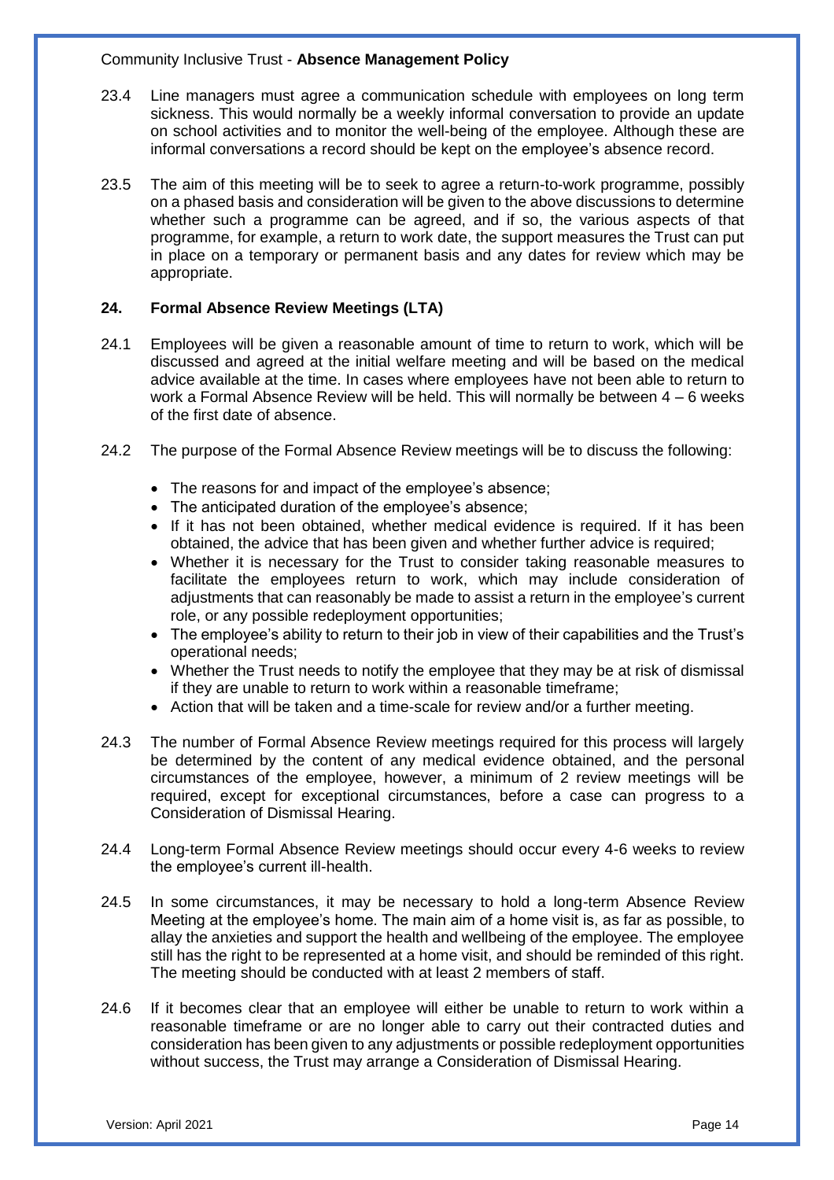23.4 Line managers must agree a communication schedule with employees on long term sickness. This would normally be a weekly informal conversation to provide an update on school activities and to monitor the well-being of the employee. Although these are informal conversations a record should be kept on the employee's absence record.

23.5 The aim of this meeting will be to seek to agree a return-to-work programme, possibly on a phased basis and consideration will be given to the above discussions to determine whether such a programme can be agreed, and if so, the various aspects of that programme, for example, a return to work date, the support measures the Trust can put in place on a temporary or permanent basis and any dates for review which may be appropriate.

## 24. Formal Absence Review Meetings (LTA)

24.1 Employees will be given a reasonable amount of time to return to work, which will be discussed and agreed at the initial welfare meeting and will be based on the medical advice available at the time. In cases where employees have not been able to return to work a Formal Absence Review will be held. This will normally be between 4 – 6 weeks of the first date of absence.

24.2 The purpose of the Formal Absence Review meetings will be to discuss the following:

- The reasons for and impact of the employee's absence;
- The anticipated duration of the employee's absence;
- If it has not been obtained, whether medical evidence is required. If it has been obtained, the advice that has been given and whether further advice is required;
- Whether it is necessary for the Trust to consider taking reasonable measures to facilitate the employees return to work, which may include consideration of adjustments that can reasonably be made to assist a return in the employee's current role, or any possible redeployment opportunities;
- The employee's ability to return to their job in view of their capabilities and the Trust's operational needs;
- Whether the Trust needs to notify the employee that they may be at risk of dismissal if they are unable to return to work within a reasonable timeframe;
- Action that will be taken and a time-scale for review and/or a further meeting.

24.3 The number of Formal Absence Review meetings required for this process will largely be determined by the content of any medical evidence obtained, and the personal circumstances of the employee, however, a minimum of 2 review meetings will be required, except for exceptional circumstances, before a case can progress to a Consideration of Dismissal Hearing.

24.4 Long-term Formal Absence Review meetings should occur every 4-6 weeks to review the employee's current ill-health.

24.5 In some circumstances, it may be necessary to hold a long-term Absence Review Meeting at the employee's home. The main aim of a home visit is, as far as possible, to allay the anxieties and support the health and wellbeing of the employee. The employee still has the right to be represented at a home visit, and should be reminded of this right. The meeting should be conducted with at least 2 members of staff.

24.6 If it becomes clear that an employee will either be unable to return to work within a reasonable timeframe or are no longer able to carry out their contracted duties and consideration has been given to any adjustments or possible redeployment opportunities without success, the Trust may arrange a Consideration of Dismissal Hearing.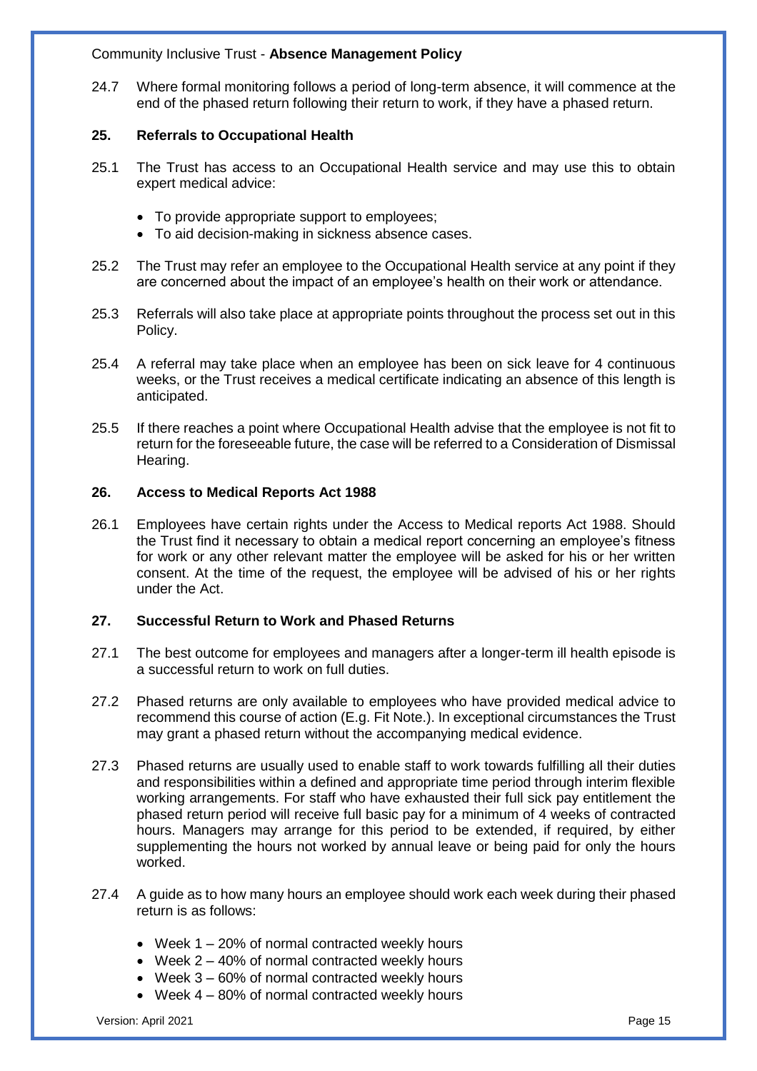24.7 Where formal monitoring follows a period of long-term absence, it will commence at the end of the phased return following their return to work, if they have a phased return.

## 25. Referrals to Occupational Health

25.1 The Trust has access to an Occupational Health service and may use this to obtain expert medical advice:

- To provide appropriate support to employees;
- To aid decision-making in sickness absence cases.

25.2 The Trust may refer an employee to the Occupational Health service at any point if they are concerned about the impact of an employee's health on their work or attendance.

25.3 Referrals will also take place at appropriate points throughout the process set out in this Policy.

25.4 A referral may take place when an employee has been on sick leave for 4 continuous weeks, or the Trust receives a medical certificate indicating an absence of this length is anticipated.

25.5 If there reaches a point where Occupational Health advise that the employee is not fit to return for the foreseeable future, the case will be referred to a Consideration of Dismissal Hearing.

## 26. Access to Medical Reports Act 1988

26.1 Employees have certain rights under the Access to Medical reports Act 1988. Should the Trust find it necessary to obtain a medical report concerning an employee's fitness for work or any other relevant matter the employee will be asked for his or her written consent. At the time of the request, the employee will be advised of his or her rights under the Act.

## 27. Successful Return to Work and Phased Returns

27.1 The best outcome for employees and managers after a longer-term ill health episode is a successful return to work on full duties.

27.2 Phased returns are only available to employees who have provided medical advice to recommend this course of action (E.g. Fit Note.). In exceptional circumstances the Trust may grant a phased return without the accompanying medical evidence.

27.3 Phased returns are usually used to enable staff to work towards fulfilling all their duties and responsibilities within a defined and appropriate time period through interim flexible working arrangements. For staff who have exhausted their full sick pay entitlement the phased return period will receive full basic pay for a minimum of 4 weeks of contracted hours. Managers may arrange for this period to be extended, if required, by either supplementing the hours not worked by annual leave or being paid for only the hours worked.

27.4 A guide as to how many hours an employee should work each week during their phased return is as follows:

- Week 1 – 20% of normal contracted weekly hours
- Week 2 – 40% of normal contracted weekly hours
- Week 3 – 60% of normal contracted weekly hours
- Week 4 – 80% of normal contracted weekly hours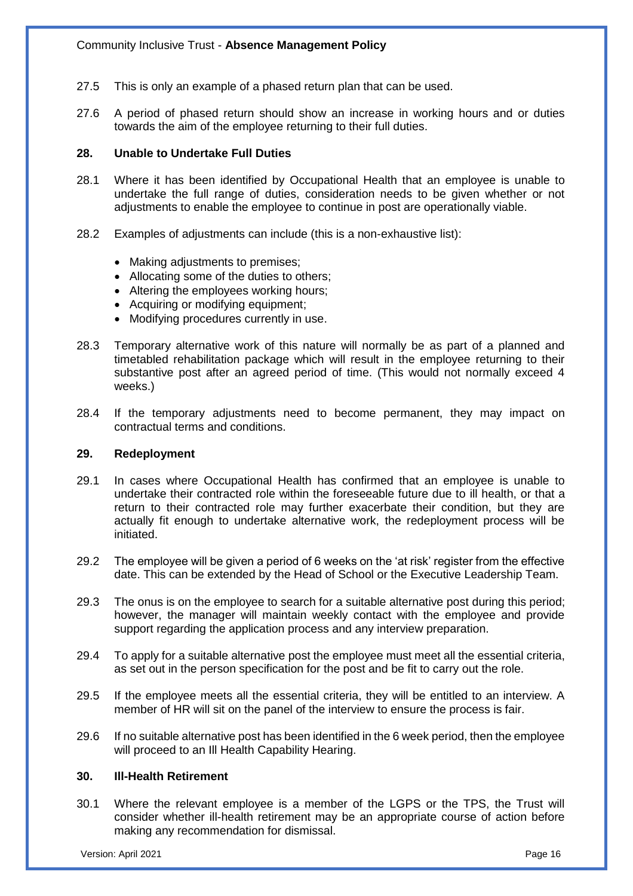27.5 This is only an example of a phased return plan that can be used.

27.6 A period of phased return should show an increase in working hours and or duties towards the aim of the employee returning to their full duties.

## 28. Unable to Undertake Full Duties

28.1 Where it has been identified by Occupational Health that an employee is unable to undertake the full range of duties, consideration needs to be given whether or not adjustments to enable the employee to continue in post are operationally viable.

28.2 Examples of adjustments can include (this is a non-exhaustive list):

- Making adjustments to premises;
- Allocating some of the duties to others;
- Altering the employees working hours;
- Acquiring or modifying equipment;
- Modifying procedures currently in use.

28.3 Temporary alternative work of this nature will normally be as part of a planned and timetabled rehabilitation package which will result in the employee returning to their substantive post after an agreed period of time. (This would not normally exceed 4 weeks.)

28.4 If the temporary adjustments need to become permanent, they may impact on contractual terms and conditions.

## 29. Redeployment

29.1 In cases where Occupational Health has confirmed that an employee is unable to undertake their contracted role within the foreseeable future due to ill health, or that a return to their contracted role may further exacerbate their condition, but they are actually fit enough to undertake alternative work, the redeployment process will be initiated.

29.2 The employee will be given a period of 6 weeks on the 'at risk' register from the effective date. This can be extended by the Head of School or the Executive Leadership Team.

29.3 The onus is on the employee to search for a suitable alternative post during this period; however, the manager will maintain weekly contact with the employee and provide support regarding the application process and any interview preparation.

29.4 To apply for a suitable alternative post the employee must meet all the essential criteria, as set out in the person specification for the post and be fit to carry out the role.

29.5 If the employee meets all the essential criteria, they will be entitled to an interview. A member of HR will sit on the panel of the interview to ensure the process is fair.

29.6 If no suitable alternative post has been identified in the 6 week period, then the employee will proceed to an Ill Health Capability Hearing.

## 30. Ill-Health Retirement

30.1 Where the relevant employee is a member of the LGPS or the TPS, the Trust will consider whether ill-health retirement may be an appropriate course of action before making any recommendation for dismissal.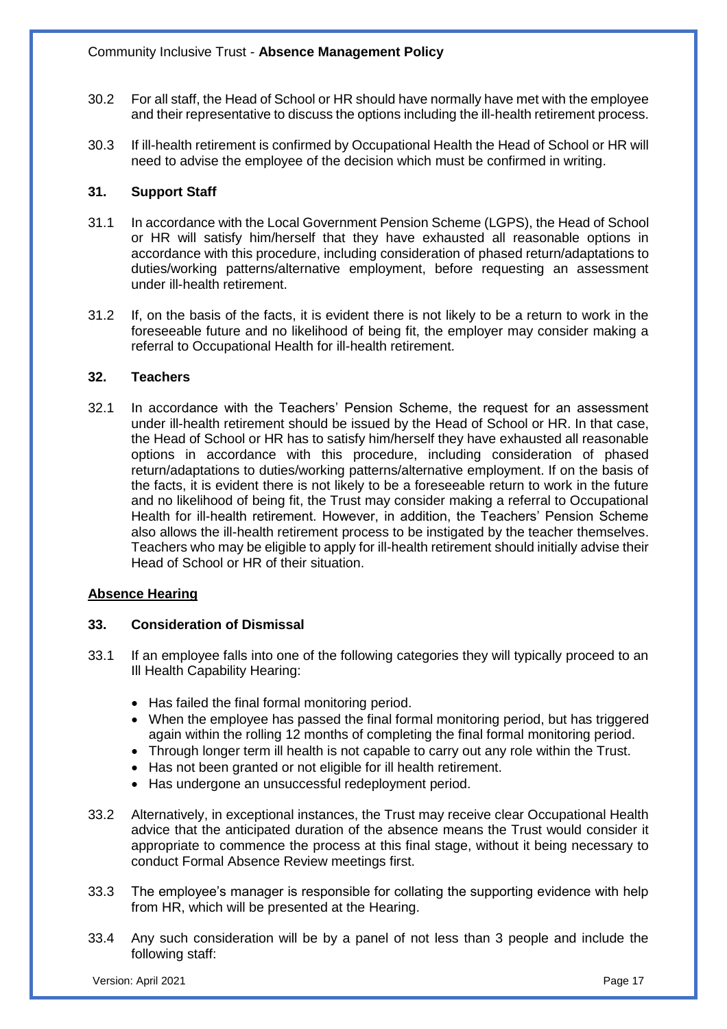30.2 For all staff, the Head of School or HR should have normally have met with the employee and their representative to discuss the options including the ill-health retirement process.

30.3 If ill-health retirement is confirmed by Occupational Health the Head of School or HR will need to advise the employee of the decision which must be confirmed in writing.

### 31. Support Staff

31.1 In accordance with the Local Government Pension Scheme (LGPS), the Head of School or HR will satisfy him/herself that they have exhausted all reasonable options in accordance with this procedure, including consideration of phased return/adaptations to duties/working patterns/alternative employment, before requesting an assessment under ill-health retirement.

31.2 If, on the basis of the facts, it is evident there is not likely to be a return to work in the foreseeable future and no likelihood of being fit, the employer may consider making a referral to Occupational Health for ill-health retirement.

### 32. Teachers

32.1 In accordance with the Teachers' Pension Scheme, the request for an assessment under ill-health retirement should be issued by the Head of School or HR. In that case, the Head of School or HR has to satisfy him/herself they have exhausted all reasonable options in accordance with this procedure, including consideration of phased return/adaptations to duties/working patterns/alternative employment. If on the basis of the facts, it is evident there is not likely to be a foreseeable return to work in the future and no likelihood of being fit, the Trust may consider making a referral to Occupational Health for ill-health retirement. However, in addition, the Teachers' Pension Scheme also allows the ill-health retirement process to be instigated by the teacher themselves. Teachers who may be eligible to apply for ill-health retirement should initially advise their Head of School or HR of their situation.

## Absence Hearing

### 33. Consideration of Dismissal

33.1 If an employee falls into one of the following categories they will typically proceed to an Ill Health Capability Hearing:

- Has failed the final formal monitoring period.
- When the employee has passed the final formal monitoring period, but has triggered again within the rolling 12 months of completing the final formal monitoring period.
- Through longer term ill health is not capable to carry out any role within the Trust.
- Has not been granted or not eligible for ill health retirement.
- Has undergone an unsuccessful redeployment period.

33.2 Alternatively, in exceptional instances, the Trust may receive clear Occupational Health advice that the anticipated duration of the absence means the Trust would consider it appropriate to commence the process at this final stage, without it being necessary to conduct Formal Absence Review meetings first.

33.3 The employee's manager is responsible for collating the supporting evidence with help from HR, which will be presented at the Hearing.

33.4 Any such consideration will be by a panel of not less than 3 people and include the following staff: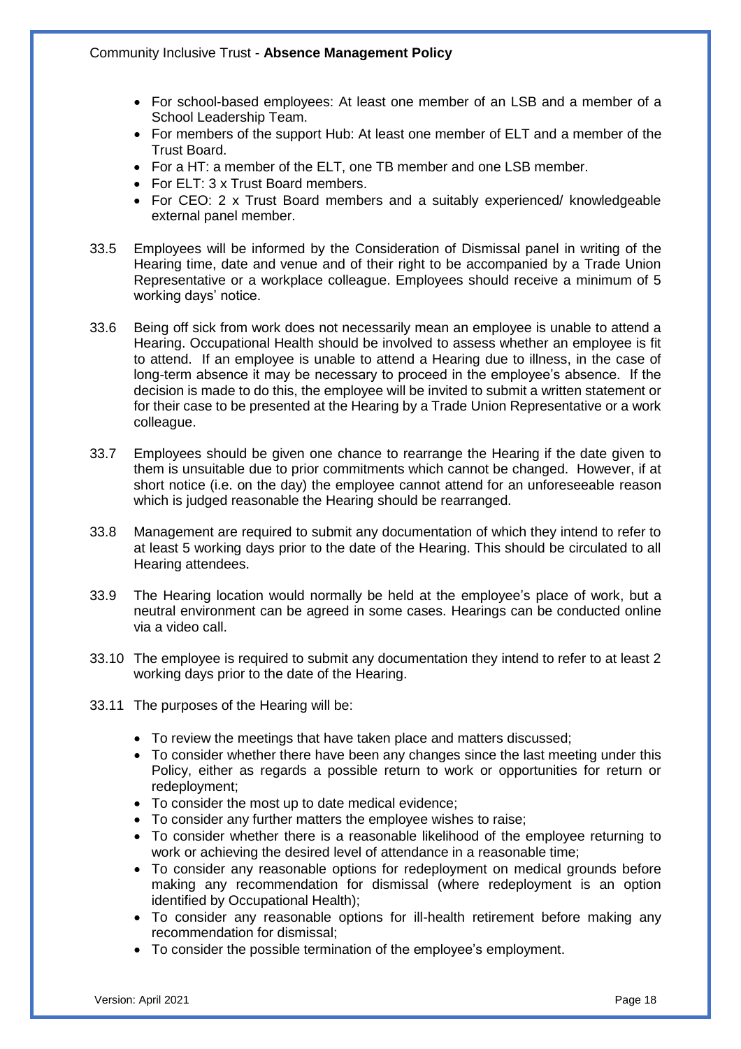- For school-based employees: At least one member of an LSB and a member of a School Leadership Team.
- For members of the support Hub: At least one member of ELT and a member of the Trust Board.
- For a HT: a member of the ELT, one TB member and one LSB member.
- For ELT: 3 x Trust Board members.
- For CEO: 2 x Trust Board members and a suitably experienced/ knowledgeable external panel member.

33.5 Employees will be informed by the Consideration of Dismissal panel in writing of the Hearing time, date and venue and of their right to be accompanied by a Trade Union Representative or a workplace colleague. Employees should receive a minimum of 5 working days' notice.

33.6 Being off sick from work does not necessarily mean an employee is unable to attend a Hearing. Occupational Health should be involved to assess whether an employee is fit to attend. If an employee is unable to attend a Hearing due to illness, in the case of long-term absence it may be necessary to proceed in the employee's absence. If the decision is made to do this, the employee will be invited to submit a written statement or for their case to be presented at the Hearing by a Trade Union Representative or a work colleague.

33.7 Employees should be given one chance to rearrange the Hearing if the date given to them is unsuitable due to prior commitments which cannot be changed. However, if at short notice (i.e. on the day) the employee cannot attend for an unforeseeable reason which is judged reasonable the Hearing should be rearranged.

33.8 Management are required to submit any documentation of which they intend to refer to at least 5 working days prior to the date of the Hearing. This should be circulated to all Hearing attendees.

33.9 The Hearing location would normally be held at the employee's place of work, but a neutral environment can be agreed in some cases. Hearings can be conducted online via a video call.

33.10 The employee is required to submit any documentation they intend to refer to at least 2 working days prior to the date of the Hearing.

33.11 The purposes of the Hearing will be:

- To review the meetings that have taken place and matters discussed;
- To consider whether there have been any changes since the last meeting under this Policy, either as regards a possible return to work or opportunities for return or redeployment;
- To consider the most up to date medical evidence;
- To consider any further matters the employee wishes to raise;
- To consider whether there is a reasonable likelihood of the employee returning to work or achieving the desired level of attendance in a reasonable time;
- To consider any reasonable options for redeployment on medical grounds before making any recommendation for dismissal (where redeployment is an option identified by Occupational Health);
- To consider any reasonable options for ill-health retirement before making any recommendation for dismissal;
- To consider the possible termination of the employee's employment.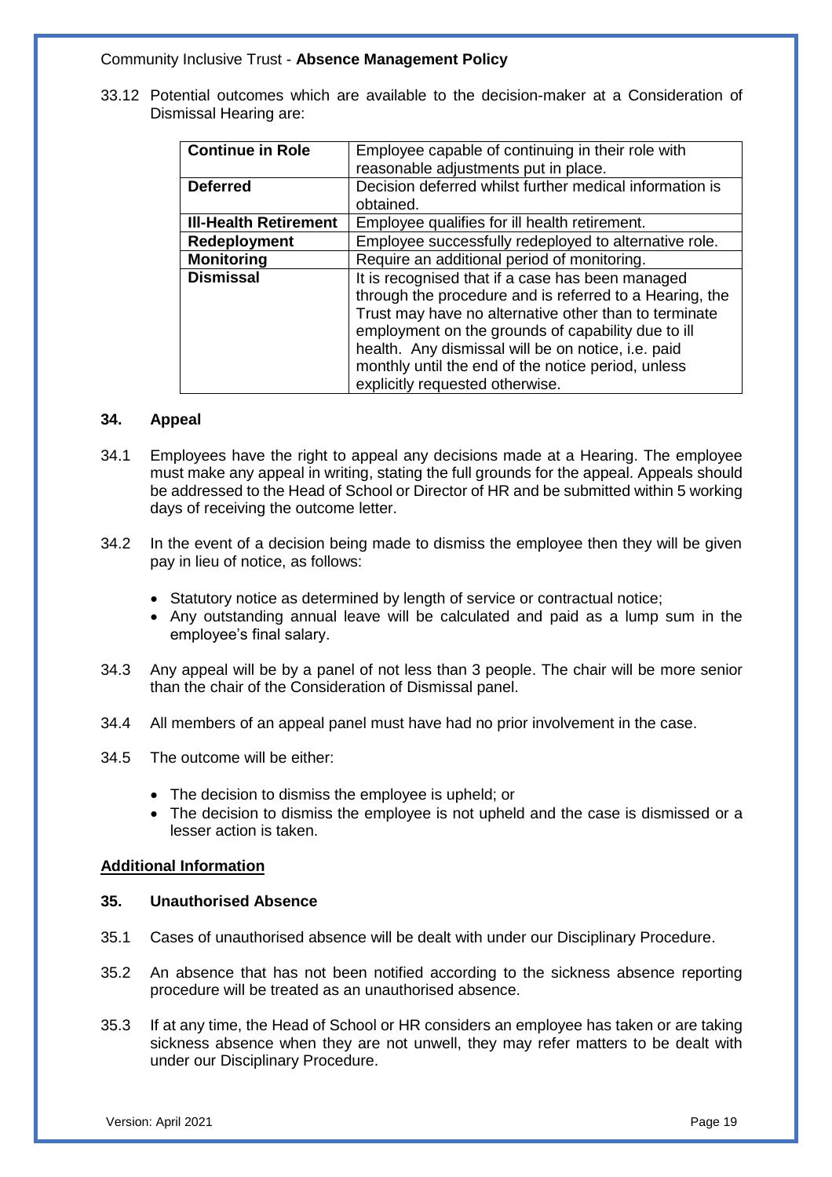33.12 Potential outcomes which are available to the decision-maker at a Consideration of Dismissal Hearing are:

| | |
|---|---|
| **Continue in Role** | Employee capable of continuing in their role with reasonable adjustments put in place. |
| **Deferred** | Decision deferred whilst further medical information is obtained. |
| **Ill-Health Retirement** | Employee qualifies for ill health retirement. |
| **Redeployment** | Employee successfully redeployed to alternative role. |
| **Monitoring** | Require an additional period of monitoring. |
| **Dismissal** | It is recognised that if a case has been managed through the procedure and is referred to a Hearing, the Trust may have no alternative other than to terminate employment on the grounds of capability due to ill health. Any dismissal will be on notice, i.e. paid monthly until the end of the notice period, unless explicitly requested otherwise. |

### 34. Appeal

34.1 Employees have the right to appeal any decisions made at a Hearing. The employee must make any appeal in writing, stating the full grounds for the appeal. Appeals should be addressed to the Head of School or Director of HR and be submitted within 5 working days of receiving the outcome letter.

34.2 In the event of a decision being made to dismiss the employee then they will be given pay in lieu of notice, as follows:

- Statutory notice as determined by length of service or contractual notice;
- Any outstanding annual leave will be calculated and paid as a lump sum in the employee's final salary.

34.3 Any appeal will be by a panel of not less than 3 people. The chair will be more senior than the chair of the Consideration of Dismissal panel.

34.4 All members of an appeal panel must have had no prior involvement in the case.

34.5 The outcome will be either:

- The decision to dismiss the employee is upheld; or
- The decision to dismiss the employee is not upheld and the case is dismissed or a lesser action is taken.

## Additional Information

### 35. Unauthorised Absence

35.1 Cases of unauthorised absence will be dealt with under our Disciplinary Procedure.

35.2 An absence that has not been notified according to the sickness absence reporting procedure will be treated as an unauthorised absence.

35.3 If at any time, the Head of School or HR considers an employee has taken or are taking sickness absence when they are not unwell, they may refer matters to be dealt with under our Disciplinary Procedure.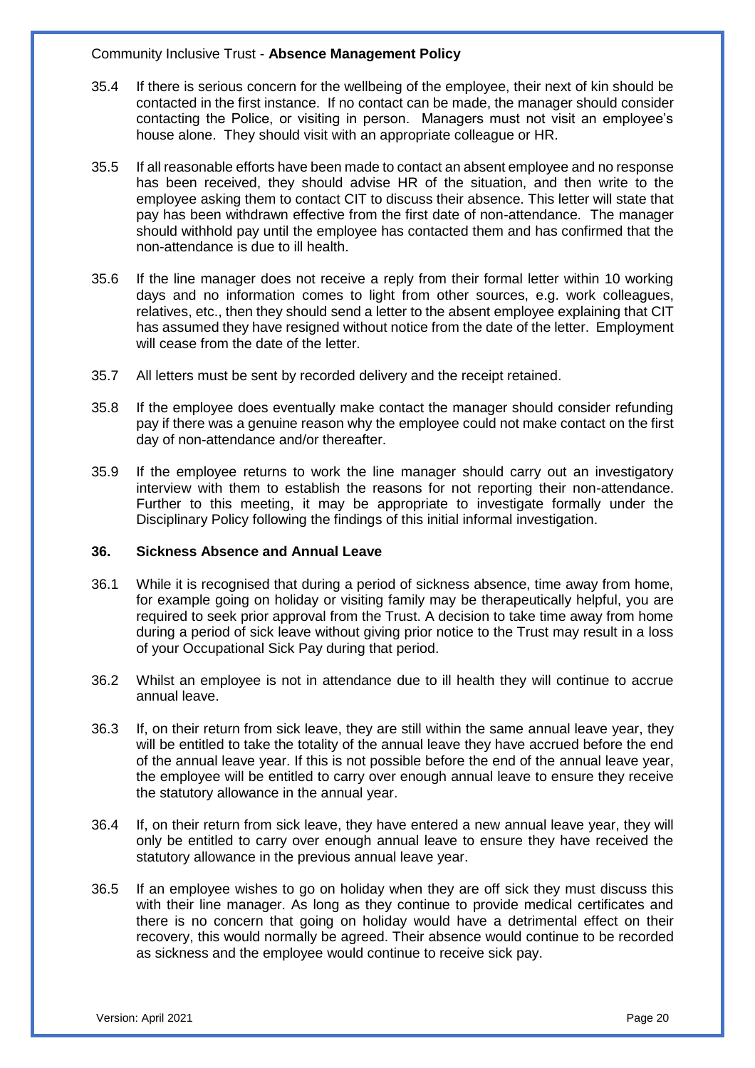35.4 If there is serious concern for the wellbeing of the employee, their next of kin should be contacted in the first instance. If no contact can be made, the manager should consider contacting the Police, or visiting in person. Managers must not visit an employee's house alone. They should visit with an appropriate colleague or HR.

35.5 If all reasonable efforts have been made to contact an absent employee and no response has been received, they should advise HR of the situation, and then write to the employee asking them to contact CIT to discuss their absence. This letter will state that pay has been withdrawn effective from the first date of non-attendance. The manager should withhold pay until the employee has contacted them and has confirmed that the non-attendance is due to ill health.

35.6 If the line manager does not receive a reply from their formal letter within 10 working days and no information comes to light from other sources, e.g. work colleagues, relatives, etc., then they should send a letter to the absent employee explaining that CIT has assumed they have resigned without notice from the date of the letter. Employment will cease from the date of the letter.

35.7 All letters must be sent by recorded delivery and the receipt retained.

35.8 If the employee does eventually make contact the manager should consider refunding pay if there was a genuine reason why the employee could not make contact on the first day of non-attendance and/or thereafter.

35.9 If the employee returns to work the line manager should carry out an investigatory interview with them to establish the reasons for not reporting their non-attendance. Further to this meeting, it may be appropriate to investigate formally under the Disciplinary Policy following the findings of this initial informal investigation.

## 36. Sickness Absence and Annual Leave

36.1 While it is recognised that during a period of sickness absence, time away from home, for example going on holiday or visiting family may be therapeutically helpful, you are required to seek prior approval from the Trust. A decision to take time away from home during a period of sick leave without giving prior notice to the Trust may result in a loss of your Occupational Sick Pay during that period.

36.2 Whilst an employee is not in attendance due to ill health they will continue to accrue annual leave.

36.3 If, on their return from sick leave, they are still within the same annual leave year, they will be entitled to take the totality of the annual leave they have accrued before the end of the annual leave year. If this is not possible before the end of the annual leave year, the employee will be entitled to carry over enough annual leave to ensure they receive the statutory allowance in the annual year.

36.4 If, on their return from sick leave, they have entered a new annual leave year, they will only be entitled to carry over enough annual leave to ensure they have received the statutory allowance in the previous annual leave year.

36.5 If an employee wishes to go on holiday when they are off sick they must discuss this with their line manager. As long as they continue to provide medical certificates and there is no concern that going on holiday would have a detrimental effect on their recovery, this would normally be agreed. Their absence would continue to be recorded as sickness and the employee would continue to receive sick pay.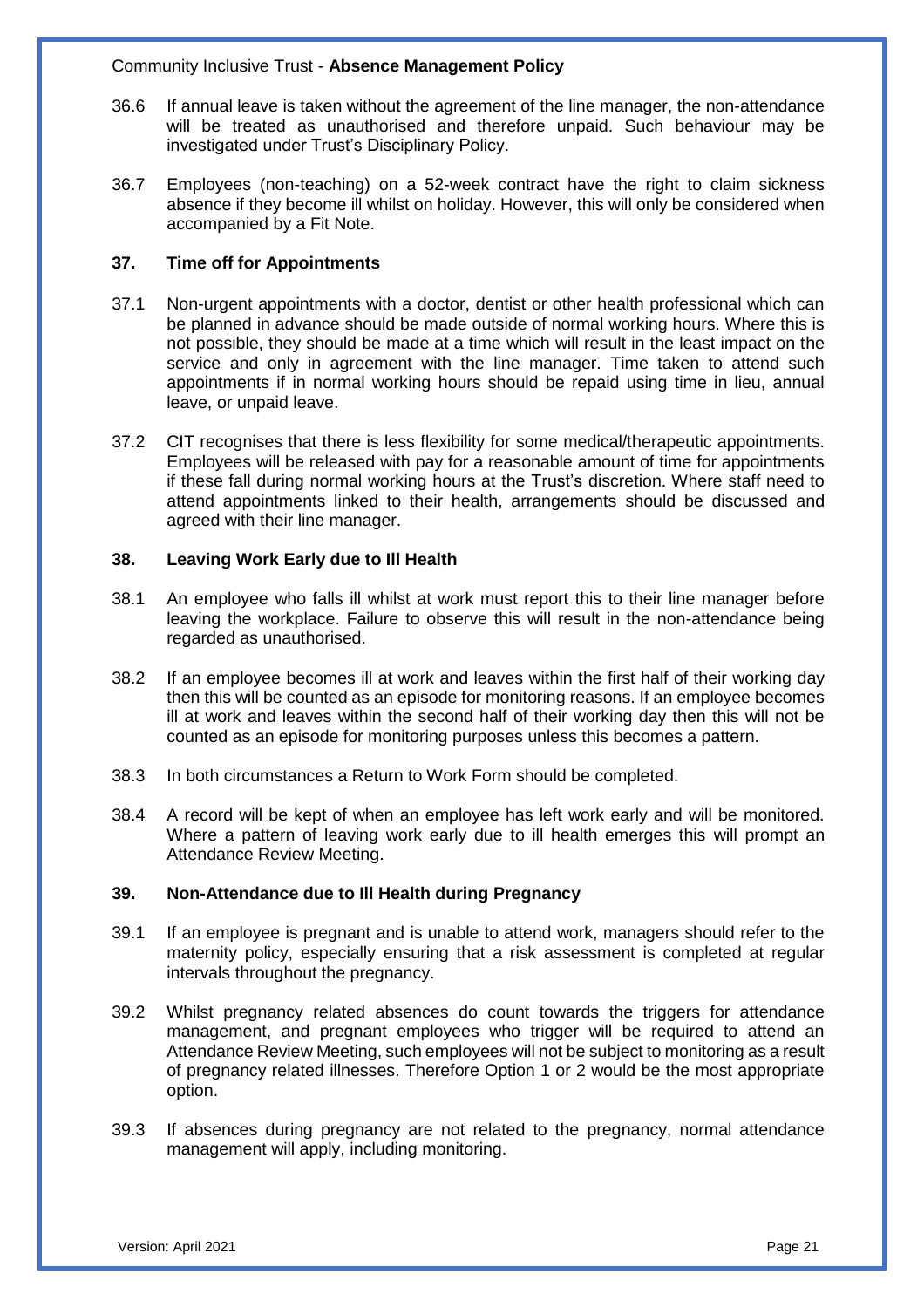36.6 If annual leave is taken without the agreement of the line manager, the non-attendance will be treated as unauthorised and therefore unpaid. Such behaviour may be investigated under Trust's Disciplinary Policy.

36.7 Employees (non-teaching) on a 52-week contract have the right to claim sickness absence if they become ill whilst on holiday. However, this will only be considered when accompanied by a Fit Note.

## 37. Time off for Appointments

37.1 Non-urgent appointments with a doctor, dentist or other health professional which can be planned in advance should be made outside of normal working hours. Where this is not possible, they should be made at a time which will result in the least impact on the service and only in agreement with the line manager. Time taken to attend such appointments if in normal working hours should be repaid using time in lieu, annual leave, or unpaid leave.

37.2 CIT recognises that there is less flexibility for some medical/therapeutic appointments. Employees will be released with pay for a reasonable amount of time for appointments if these fall during normal working hours at the Trust's discretion. Where staff need to attend appointments linked to their health, arrangements should be discussed and agreed with their line manager.

## 38. Leaving Work Early due to Ill Health

38.1 An employee who falls ill whilst at work must report this to their line manager before leaving the workplace. Failure to observe this will result in the non-attendance being regarded as unauthorised.

38.2 If an employee becomes ill at work and leaves within the first half of their working day then this will be counted as an episode for monitoring reasons. If an employee becomes ill at work and leaves within the second half of their working day then this will not be counted as an episode for monitoring purposes unless this becomes a pattern.

38.3 In both circumstances a Return to Work Form should be completed.

38.4 A record will be kept of when an employee has left work early and will be monitored. Where a pattern of leaving work early due to ill health emerges this will prompt an Attendance Review Meeting.

## 39. Non-Attendance due to Ill Health during Pregnancy

39.1 If an employee is pregnant and is unable to attend work, managers should refer to the maternity policy, especially ensuring that a risk assessment is completed at regular intervals throughout the pregnancy.

39.2 Whilst pregnancy related absences do count towards the triggers for attendance management, and pregnant employees who trigger will be required to attend an Attendance Review Meeting, such employees will not be subject to monitoring as a result of pregnancy related illnesses. Therefore Option 1 or 2 would be the most appropriate option.

39.3 If absences during pregnancy are not related to the pregnancy, normal attendance management will apply, including monitoring.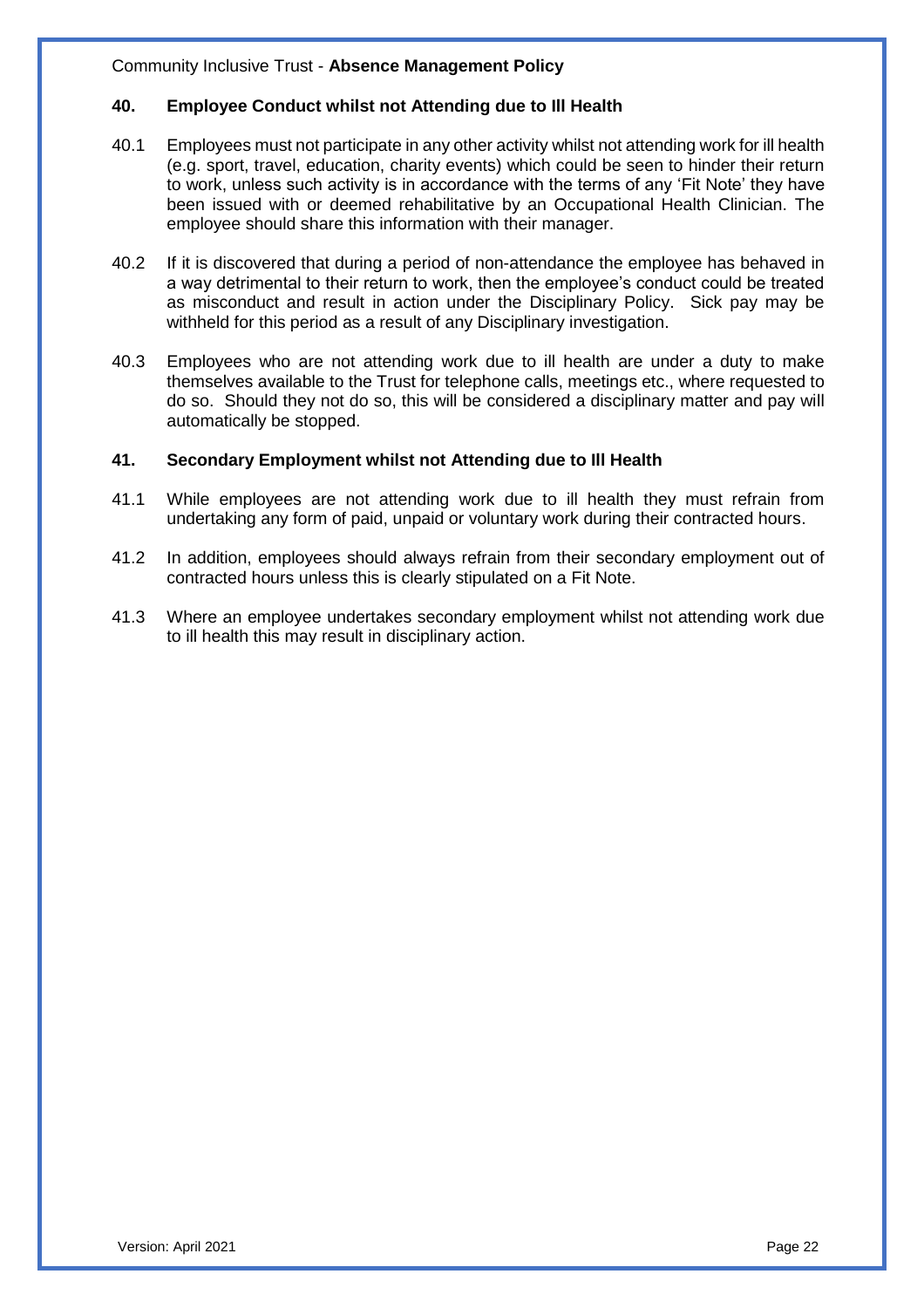## 40. Employee Conduct whilst not Attending due to Ill Health

40.1 Employees must not participate in any other activity whilst not attending work for ill health (e.g. sport, travel, education, charity events) which could be seen to hinder their return to work, unless such activity is in accordance with the terms of any 'Fit Note' they have been issued with or deemed rehabilitative by an Occupational Health Clinician. The employee should share this information with their manager.

40.2 If it is discovered that during a period of non-attendance the employee has behaved in a way detrimental to their return to work, then the employee's conduct could be treated as misconduct and result in action under the Disciplinary Policy. Sick pay may be withheld for this period as a result of any Disciplinary investigation.

40.3 Employees who are not attending work due to ill health are under a duty to make themselves available to the Trust for telephone calls, meetings etc., where requested to do so. Should they not do so, this will be considered a disciplinary matter and pay will automatically be stopped.

## 41. Secondary Employment whilst not Attending due to Ill Health

41.1 While employees are not attending work due to ill health they must refrain from undertaking any form of paid, unpaid or voluntary work during their contracted hours.

41.2 In addition, employees should always refrain from their secondary employment out of contracted hours unless this is clearly stipulated on a Fit Note.

41.3 Where an employee undertakes secondary employment whilst not attending work due to ill health this may result in disciplinary action.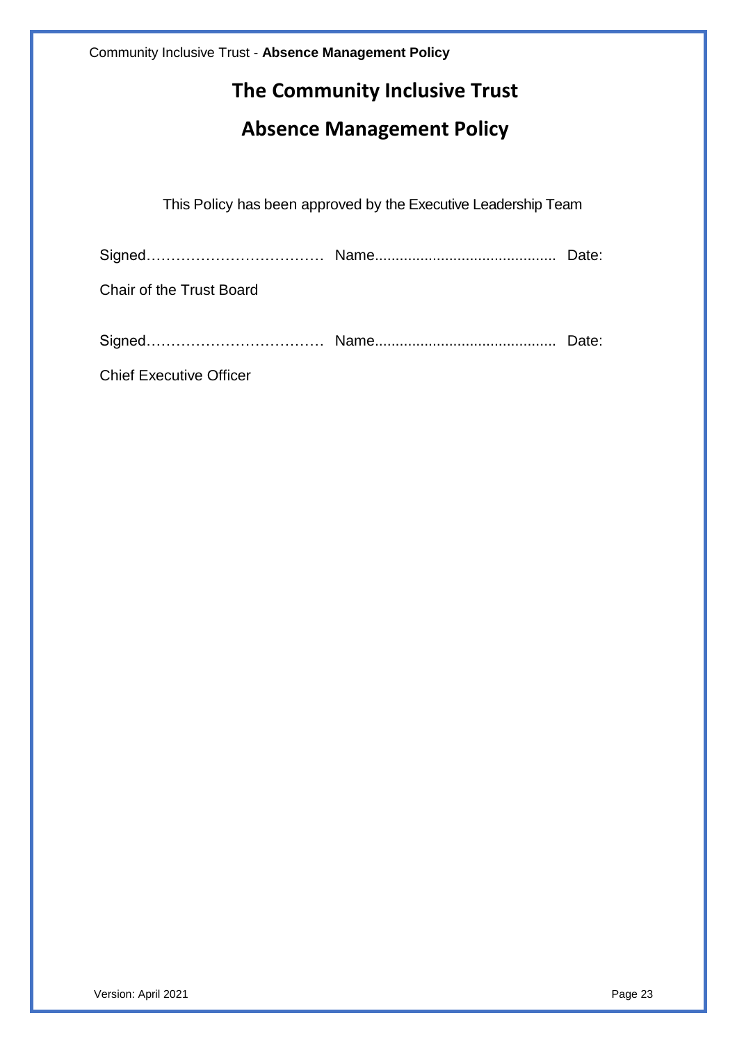# The Community Inclusive Trust

# Absence Management Policy

This Policy has been approved by the Executive Leadership Team

Signed……………………………… Name........................................... Date:

Chair of the Trust Board

Signed……………………………… Name........................................... Date:

Chief Executive Officer